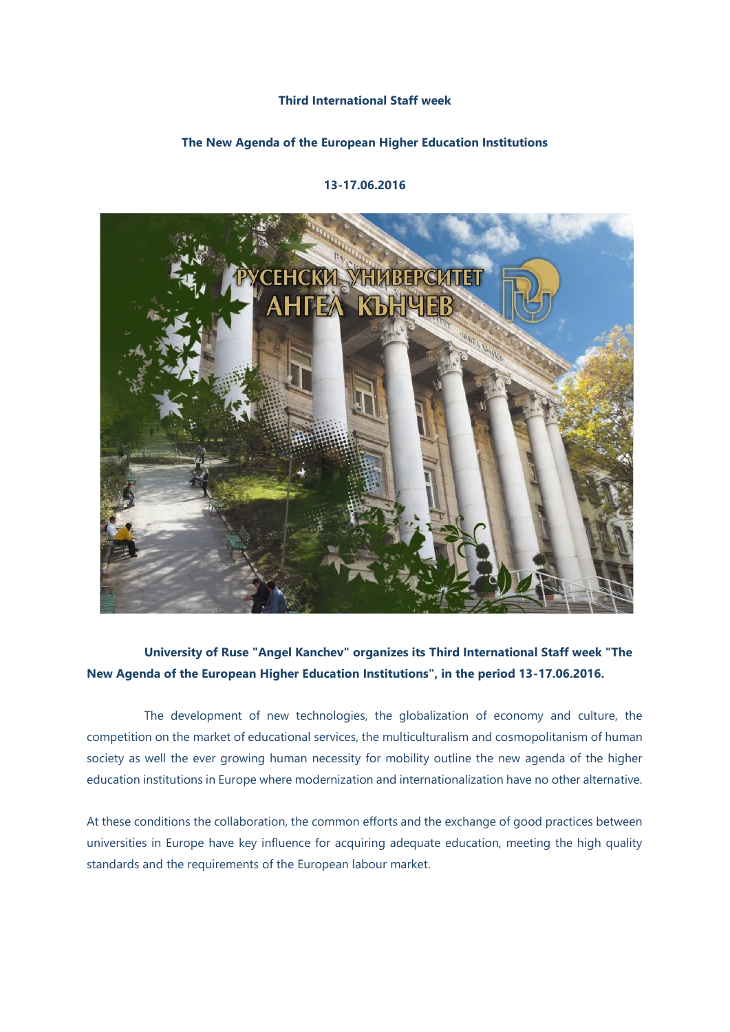**Third International Staff week**

**The New Agenda of the European Higher Education Institutions**

**13-17.06.2016**

**University of Ruse "Angel Kanchev" organizes its Third International Staff week "The New Agenda of the European Higher Education Institutions", in the period 13-17.06.2016.**

The development of new technologies, the globalization of economy and culture, the competition on the market of educational services, the multiculturalism and cosmopolitanism of human society as well the ever growing human necessity for mobility outline the new agenda of the higher education institutions in Europe where modernization and internationalization have no other alternative.

At these conditions the collaboration, the common efforts and the exchange of good practices between universities in Europe have key influence for acquiring adequate education, meeting the high quality standards and the requirements of the European labour market.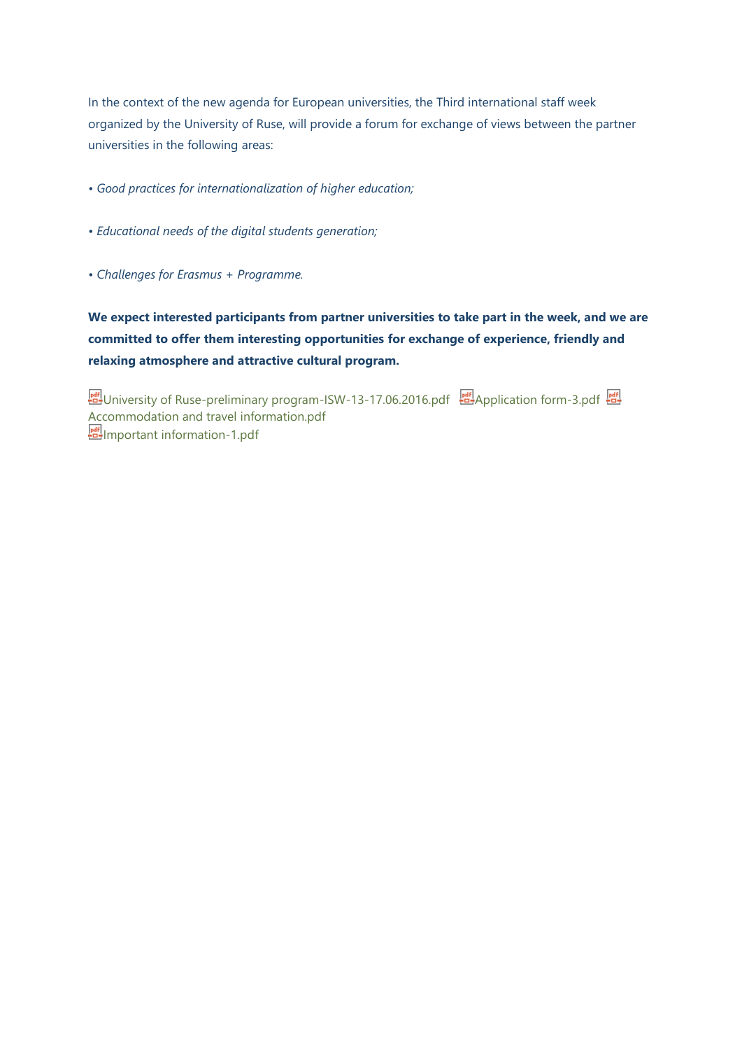In the context of the new agenda for European universities, the Third international staff week organized by the University of Ruse, will provide a forum for exchange of views between the partner universities in the following areas:

• *Good practices for internationalization of higher education;*

• *Educational needs of the digital students generation;*

• *Challenges for Erasmus + Programme.*

**We expect interested participants from partner universities to take part in the week, and we are committed to offer them interesting opportunities for exchange of experience, friendly and relaxing atmosphere and attractive cultural program.**

University of Ruse-preliminary program-ISW-13-17.06.2016.pdf Application form-3.pdf Accommodation and travel information.pdf
Important information-1.pdf